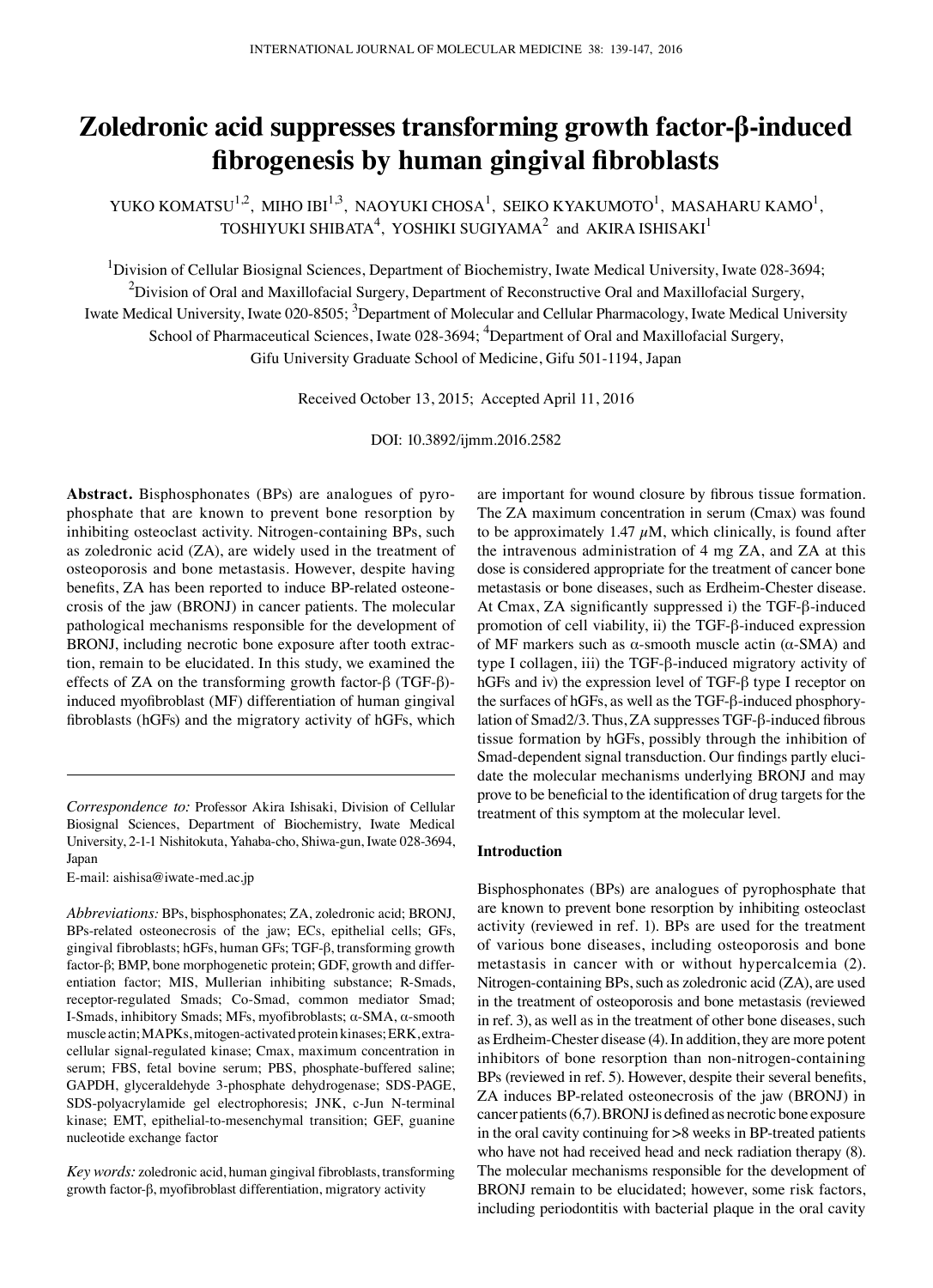# Zoledronic acid suppresses transforming growth factor-β-induced fibrogenesis by human gingival fibroblasts

YUKO KOMATSU[1,2], MIHO IBI[1,3], NAOYUKI CHOSA[1], SEIKO KYAKUMOTO[1], MASAHARU KAMO[1], TOSHIYUKI SHIBATA[4], YOSHIKI SUGIYAMA[2] and AKIRA ISHISAKI[1]

[1]Division of Cellular Biosignal Sciences, Department of Biochemistry, Iwate Medical University, Iwate 028-3694; [2]Division of Oral and Maxillofacial Surgery, Department of Reconstructive Oral and Maxillofacial Surgery, Iwate Medical University, Iwate 020-8505; [3]Department of Molecular and Cellular Pharmacology, Iwate Medical University School of Pharmaceutical Sciences, Iwate 028-3694; [4]Department of Oral and Maxillofacial Surgery, Gifu University Graduate School of Medicine, Gifu 501-1194, Japan

Received October 13, 2015; Accepted April 11, 2016

DOI: 10.3892/ijmm.2016.2582

**Abstract.** Bisphosphonates (BPs) are analogues of pyrophosphate that are known to prevent bone resorption by inhibiting osteoclast activity. Nitrogen-containing BPs, such as zoledronic acid (ZA), are widely used in the treatment of osteoporosis and bone metastasis. However, despite having benefits, ZA has been reported to induce BP-related osteonecrosis of the jaw (BRONJ) in cancer patients. The molecular pathological mechanisms responsible for the development of BRONJ, including necrotic bone exposure after tooth extraction, remain to be elucidated. In this study, we examined the effects of ZA on the transforming growth factor-β (TGF-β)-induced myofibroblast (MF) differentiation of human gingival fibroblasts (hGFs) and the migratory activity of hGFs, which are important for wound closure by fibrous tissue formation. The ZA maximum concentration in serum (Cmax) was found to be approximately 1.47 $\mu$M, which clinically, is found after the intravenous administration of 4 mg ZA, and ZA at this dose is considered appropriate for the treatment of cancer bone metastasis or bone diseases, such as Erdheim-Chester disease. At Cmax, ZA significantly suppressed i) the TGF-β-induced promotion of cell viability, ii) the TGF-β-induced expression of MF markers such as α-smooth muscle actin (α-SMA) and type I collagen, iii) the TGF-β-induced migratory activity of hGFs and iv) the expression level of TGF-β type I receptor on the surfaces of hGFs, as well as the TGF-β-induced phosphorylation of Smad2/3. Thus, ZA suppresses TGF-β-induced fibrous tissue formation by hGFs, possibly through the inhibition of Smad-dependent signal transduction. Our findings partly elucidate the molecular mechanisms underlying BRONJ and may prove to be beneficial to the identification of drug targets for the treatment of this symptom at the molecular level.

*Correspondence to:* Professor Akira Ishisaki, Division of Cellular Biosignal Sciences, Department of Biochemistry, Iwate Medical University, 2-1-1 Nishitokuta, Yahaba-cho, Shiwa-gun, Iwate 028-3694, Japan

E-mail: aishisa@iwate-med.ac.jp

*Abbreviations:* BPs, bisphosphonates; ZA, zoledronic acid; BRONJ, BPs-related osteonecrosis of the jaw; ECs, epithelial cells; GFs, gingival fibroblasts; hGFs, human GFs; TGF-β, transforming growth factor-β; BMP, bone morphogenetic protein; GDF, growth and differentiation factor; MIS, Mullerian inhibiting substance; R-Smads, receptor-regulated Smads; Co-Smad, common mediator Smad; I-Smads, inhibitory Smads; MFs, myofibroblasts; α-SMA, α-smooth muscle actin; MAPKs, mitogen-activated protein kinases; ERK, extracellular signal-regulated kinase; Cmax, maximum concentration in serum; FBS, fetal bovine serum; PBS, phosphate-buffered saline; GAPDH, glyceraldehyde 3-phosphate dehydrogenase; SDS-PAGE, SDS-polyacrylamide gel electrophoresis; JNK, c-Jun N-terminal kinase; EMT, epithelial-to-mesenchymal transition; GEF, guanine nucleotide exchange factor

*Key words:* zoledronic acid, human gingival fibroblasts, transforming growth factor-β, myofibroblast differentiation, migratory activity

## Introduction

Bisphosphonates (BPs) are analogues of pyrophosphate that are known to prevent bone resorption by inhibiting osteoclast activity (reviewed in ref. 1). BPs are used for the treatment of various bone diseases, including osteoporosis and bone metastasis in cancer with or without hypercalcemia (2). Nitrogen-containing BPs, such as zoledronic acid (ZA), are used in the treatment of osteoporosis and bone metastasis (reviewed in ref. 3), as well as in the treatment of other bone diseases, such as Erdheim-Chester disease (4). In addition, they are more potent inhibitors of bone resorption than non-nitrogen-containing BPs (reviewed in ref. 5). However, despite their several benefits, ZA induces BP-related osteonecrosis of the jaw (BRONJ) in cancer patients (6,7). BRONJ is defined as necrotic bone exposure in the oral cavity continuing for >8 weeks in BP-treated patients who have not had received head and neck radiation therapy (8). The molecular mechanisms responsible for the development of BRONJ remain to be elucidated; however, some risk factors, including periodontitis with bacterial plaque in the oral cavity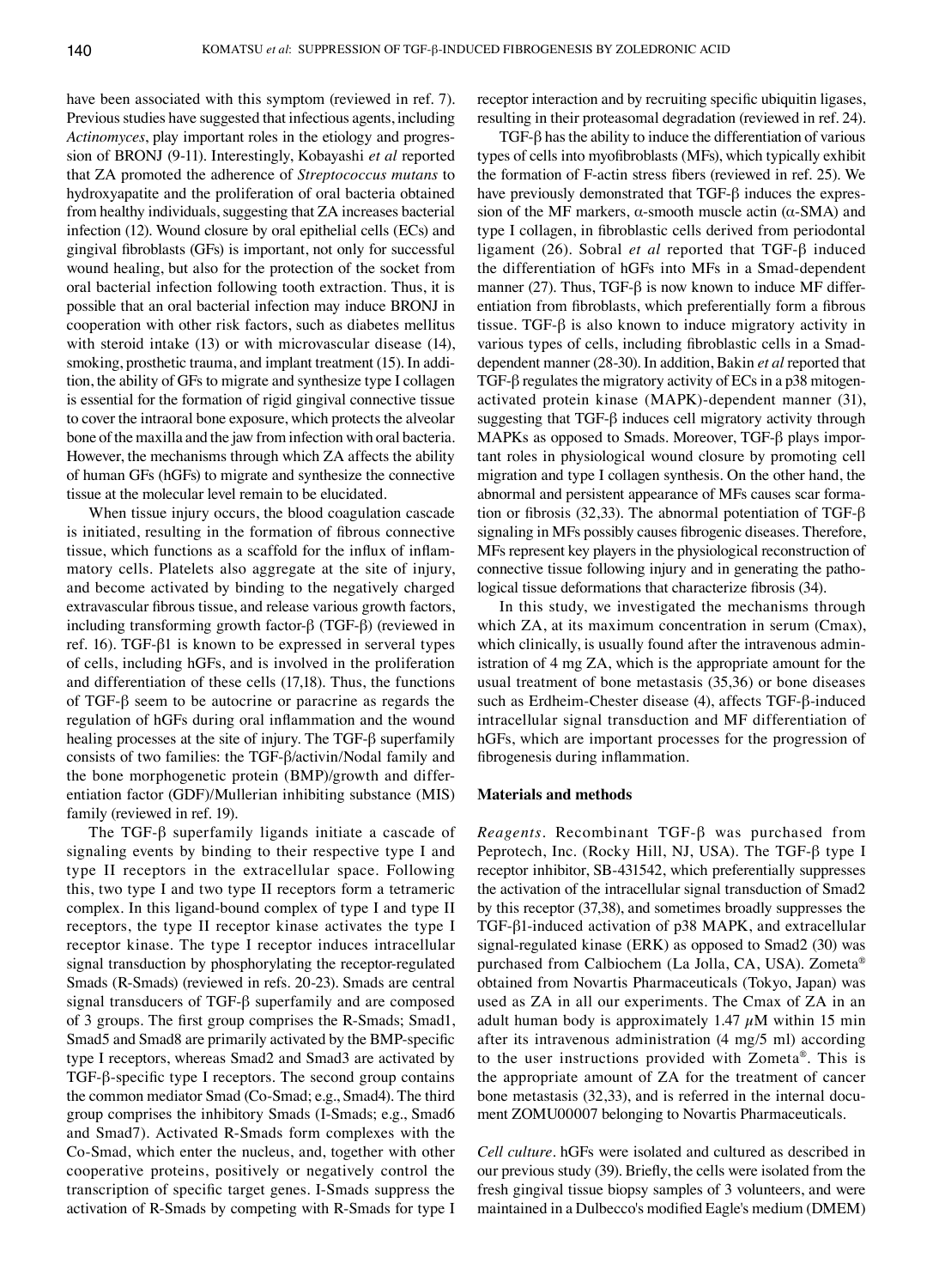have been associated with this symptom (reviewed in ref. 7). Previous studies have suggested that infectious agents, including *Actinomyces*, play important roles in the etiology and progression of BRONJ (9-11). Interestingly, Kobayashi *et al* reported that ZA promoted the adherence of *Streptococcus mutans* to hydroxyapatite and the proliferation of oral bacteria obtained from healthy individuals, suggesting that ZA increases bacterial infection (12). Wound closure by oral epithelial cells (ECs) and gingival fibroblasts (GFs) is important, not only for successful wound healing, but also for the protection of the socket from oral bacterial infection following tooth extraction. Thus, it is possible that an oral bacterial infection may induce BRONJ in cooperation with other risk factors, such as diabetes mellitus with steroid intake (13) or with microvascular disease (14), smoking, prosthetic trauma, and implant treatment (15). In addition, the ability of GFs to migrate and synthesize type I collagen is essential for the formation of rigid gingival connective tissue to cover the intraoral bone exposure, which protects the alveolar bone of the maxilla and the jaw from infection with oral bacteria. However, the mechanisms through which ZA affects the ability of human GFs (hGFs) to migrate and synthesize the connective tissue at the molecular level remain to be elucidated.

When tissue injury occurs, the blood coagulation cascade is initiated, resulting in the formation of fibrous connective tissue, which functions as a scaffold for the influx of inflammatory cells. Platelets also aggregate at the site of injury, and become activated by binding to the negatively charged extravascular fibrous tissue, and release various growth factors, including transforming growth factor-β (TGF-β) (reviewed in ref. 16). TGF-β1 is known to be expressed in serveral types of cells, including hGFs, and is involved in the proliferation and differentiation of these cells (17,18). Thus, the functions of TGF-β seem to be autocrine or paracrine as regards the regulation of hGFs during oral inflammation and the wound healing processes at the site of injury. The TGF-β superfamily consists of two families: the TGF-β/activin/Nodal family and the bone morphogenetic protein (BMP)/growth and differentiation factor (GDF)/Mullerian inhibiting substance (MIS) family (reviewed in ref. 19).

The TGF-β superfamily ligands initiate a cascade of signaling events by binding to their respective type I and type II receptors in the extracellular space. Following this, two type I and two type II receptors form a tetrameric complex. In this ligand-bound complex of type I and type II receptors, the type II receptor kinase activates the type I receptor kinase. The type I receptor induces intracellular signal transduction by phosphorylating the receptor-regulated Smads (R-Smads) (reviewed in refs. 20-23). Smads are central signal transducers of TGF-β superfamily and are composed of 3 groups. The first group comprises the R-Smads; Smad1, Smad5 and Smad8 are primarily activated by the BMP-specific type I receptors, whereas Smad2 and Smad3 are activated by TGF-β-specific type I receptors. The second group contains the common mediator Smad (Co-Smad; e.g., Smad4). The third group comprises the inhibitory Smads (I-Smads; e.g., Smad6 and Smad7). Activated R-Smads form complexes with the Co-Smad, which enter the nucleus, and, together with other cooperative proteins, positively or negatively control the transcription of specific target genes. I-Smads suppress the activation of R-Smads by competing with R-Smads for type I receptor interaction and by recruiting specific ubiquitin ligases, resulting in their proteasomal degradation (reviewed in ref. 24).

TGF-β has the ability to induce the differentiation of various types of cells into myofibroblasts (MFs), which typically exhibit the formation of F-actin stress fibers (reviewed in ref. 25). We have previously demonstrated that TGF-β induces the expression of the MF markers, α-smooth muscle actin (α-SMA) and type I collagen, in fibroblastic cells derived from periodontal ligament (26). Sobral *et al* reported that TGF-β induced the differentiation of hGFs into MFs in a Smad-dependent manner (27). Thus, TGF-β is now known to induce MF differentiation from fibroblasts, which preferentially form a fibrous tissue. TGF-β is also known to induce migratory activity in various types of cells, including fibroblastic cells in a Smad-dependent manner (28-30). In addition, Bakin *et al* reported that TGF-β regulates the migratory activity of ECs in a p38 mitogen-activated protein kinase (MAPK)-dependent manner (31), suggesting that TGF-β induces cell migratory activity through MAPKs as opposed to Smads. Moreover, TGF-β plays important roles in physiological wound closure by promoting cell migration and type I collagen synthesis. On the other hand, the abnormal and persistent appearance of MFs causes scar formation or fibrosis (32,33). The abnormal potentiation of TGF-β signaling in MFs possibly causes fibrogenic diseases. Therefore, MFs represent key players in the physiological reconstruction of connective tissue following injury and in generating the pathological tissue deformations that characterize fibrosis (34).

In this study, we investigated the mechanisms through which ZA, at its maximum concentration in serum (Cmax), which clinically, is usually found after the intravenous administration of 4 mg ZA, which is the appropriate amount for the usual treatment of bone metastasis (35,36) or bone diseases such as Erdheim-Chester disease (4), affects TGF-β-induced intracellular signal transduction and MF differentiation of hGFs, which are important processes for the progression of fibrogenesis during inflammation.

## Materials and methods

*Reagents.* Recombinant TGF-β was purchased from Peprotech, Inc. (Rocky Hill, NJ, USA). The TGF-β type I receptor inhibitor, SB-431542, which preferentially suppresses the activation of the intracellular signal transduction of Smad2 by this receptor (37,38), and sometimes broadly suppresses the TGF-β1-induced activation of p38 MAPK, and extracellular signal-regulated kinase (ERK) as opposed to Smad2 (30) was purchased from Calbiochem (La Jolla, CA, USA). Zometa® obtained from Novartis Pharmaceuticals (Tokyo, Japan) was used as ZA in all our experiments. The Cmax of ZA in an adult human body is approximately 1.47 $\mu$M within 15 min after its intravenous administration (4 mg/5 ml) according to the user instructions provided with Zometa®. This is the appropriate amount of ZA for the treatment of cancer bone metastasis (32,33), and is referred in the internal document ZOMU00007 belonging to Novartis Pharmaceuticals.

*Cell culture.* hGFs were isolated and cultured as described in our previous study (39). Briefly, the cells were isolated from the fresh gingival tissue biopsy samples of 3 volunteers, and were maintained in a Dulbecco's modified Eagle's medium (DMEM)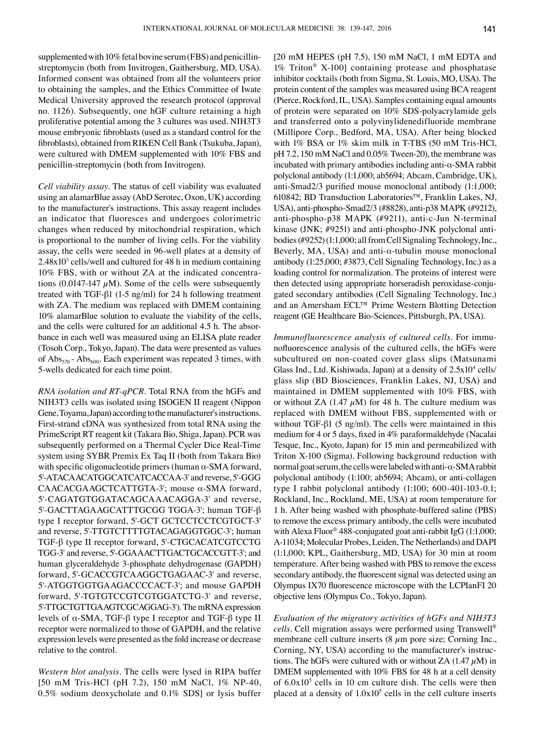supplemented with 10% fetal bovine serum (FBS) and penicillin-streptomycin (both from Invitrogen, Gaithersburg, MD, USA). Informed consent was obtained from all the volunteers prior to obtaining the samples, and the Ethics Committee of Iwate Medical University approved the research protocol (approval no. 1126). Subsequently, one hGF culture retaining a high proliferative potential among the 3 cultures was used. NIH3T3 mouse embryonic fibroblasts (used as a standard control for the fibroblasts), obtained from RIKEN Cell Bank (Tsukuba, Japan), were cultured with DMEM supplemented with 10% FBS and penicillin-streptomycin (both from Invitrogen).

*Cell viability assay.* The status of cell viability was evaluated using an alamarBlue assay (AbD Serotec, Oxon, UK) according to the manufacturer's instructions. This assay reagent includes an indicator that fluoresces and undergoes colorimetric changes when reduced by mitochondrial respiration, which is proportional to the number of living cells. For the viability assay, the cells were seeded in 96-well plates at a density of $2.48 \times 10^3$ cells/well and cultured for 48 h in medium containing 10% FBS, with or without ZA at the indicated concentrations (0.0147-147 $\mu$M). Some of the cells were subsequently treated with TGF-β1 (1-5 ng/ml) for 24 h following treatment with ZA. The medium was replaced with DMEM containing 10% alamarBlue solution to evaluate the viability of the cells, and the cells were cultured for an additional 4.5 h. The absorbance in each well was measured using an ELISA plate reader (Tosoh Corp., Tokyo, Japan). The data were presented as values of $Abs_{570}$ - $Abs_{600}$. Each experiment was repeated 3 times, with 5-wells dedicated for each time point.

*RNA isolation and RT-qPCR.* Total RNA from the hGFs and NIH3T3 cells was isolated using ISOGEN II reagent (Nippon Gene, Toyama, Japan) according to the manufacturer's instructions. First-strand cDNA was synthesized from total RNA using the PrimeScript RT reagent kit (Takara Bio, Shiga, Japan). PCR was subsequently performed on a Thermal Cycler Dice Real-Time system using SYBR Premix Ex Taq II (both from Takara Bio) with specific oligonucleotide primers (human α-SMA forward, 5'-ATACAACATGGCATCATCACCAA-3' and reverse, 5'-GGG CAACACGAAGCTCATTGTA-3'; mouse α-SMA forward, 5'-CAGATGTGGATACAGCAAACAGGA-3' and reverse, 5'-GACTTAGAAGCATTTGCGG TGGA-3'; human TGF-β type I receptor forward, 5'-GCT GCTCCTCCTCGTGCT-3' and reverse, 5'-TTGTCTTTTGTACAGAGGTGGC-3'; human TGF-β type II receptor forward, 5'-CTGCACATCGTCCTG TGG-3' and reverse, 5'-GGAAACTTGACTGCACCGTT-3'; and human glyceraldehyde 3-phosphate dehydrogenase (GAPDH) forward, 5'-GCACCGTCAAGGCTGAGAAC-3' and reverse, 5'-ATGGTGGTGAAGACCCCACT-3'; and mouse GAPDH forward, 5'-TGTGTCCGTCGTGGATCTG-3' and reverse, 5'-TTGCTGTTGAAGTCGCAGGAG-3'). The mRNA expression levels of α-SMA, TGF-β type I receptor and TGF-β type II receptor were normalized to those of GAPDH, and the relative expression levels were presented as the fold increase or decrease relative to the control.

*Western blot analysis.* The cells were lysed in RIPA buffer [50 mM Tris-HCl (pH 7.2), 150 mM NaCl, 1% NP-40, 0.5% sodium deoxycholate and 0.1% SDS] or lysis buffer [20 mM HEPES (pH 7.5), 150 mM NaCl, 1 mM EDTA and 1% Triton® X-100] containing protease and phosphatase inhibitor cocktails (both from Sigma, St. Louis, MO, USA). The protein content of the samples was measured using BCA reagent (Pierce, Rockford, IL, USA). Samples containing equal amounts of protein were separated on 10% SDS-polyacrylamide gels and transferred onto a polyvinylidenedifluoride membrane (Millipore Corp., Bedford, MA, USA). After being blocked with 1% BSA or 1% skim milk in T-TBS (50 mM Tris-HCl, pH 7.2, 150 mM NaCl and 0.05% Tween-20), the membrane was incubated with primary antibodies including anti-α-SMA rabbit polyclonal antibody (1:1,000; ab5694; Abcam, Cambridge, UK), anti-Smad2/3 purified mouse monoclonal antibody (1:1,000; 610842; BD Transduction Laboratories™, Franklin Lakes, NJ, USA), anti-phospho-Smad2/3 (#8828), anti-p38 MAPK (#9212), anti-phospho-p38 MAPK (#9211), anti-c-Jun N-terminal kinase (JNK; #9251) and anti-phospho-JNK polyclonal antibodies (#9252) (1:1,000; all from Cell Signaling Technology, Inc., Beverly, MA, USA) and anti-α-tubulin mouse monoclonal antibody (1:25,000; #3873, Cell Signaling Technology, Inc.) as a loading control for normalization. The proteins of interest were then detected using appropriate horseradish peroxidase-conjugated secondary antibodies (Cell Signaling Technology, Inc.) and an Amersham ECL™ Prime Western Blotting Detection reagent (GE Healthcare Bio-Sciences, Pittsburgh, PA, USA).

*Immunofluorescence analysis of cultured cells.* For immunofluorescence analysis of the cultured cells, the hGFs were subcultured on non-coated cover glass slips (Matsunami Glass Ind., Ltd. Kishiwada, Japan) at a density of $2.5 \times 10^4$ cells/glass slip (BD Biosciences, Franklin Lakes, NJ, USA) and maintained in DMEM supplemented with 10% FBS, with or without ZA (1.47 $\mu$M) for 48 h. The culture medium was replaced with DMEM without FBS, supplemented with or without TGF-β1 (5 ng/ml). The cells were maintained in this medium for 4 or 5 days, fixed in 4% paraformaldehyde (Nacalai Tesque, Inc., Kyoto, Japan) for 15 min and permeabilized with Triton X-100 (Sigma). Following background reduction with normal goat serum, the cells were labeled with anti-α-SMA rabbit polyclonal antibody (1:100; ab5694; Abcam), or anti-collagen type I rabbit polyclonal antibody (1:100; 600-401-103-0.1; Rockland, Inc., Rockland, ME, USA) at room temperature for 1 h. After being washed with phosphate-buffered saline (PBS) to remove the excess primary antibody, the cells were incubated with Alexa Fluor® 488-conjugated goat anti-rabbit IgG (1:1,000; A-11034; Molecular Probes, Leiden, The Netherlands) and DAPI (1:1,000; KPL, Gaithersburg, MD, USA) for 30 min at room temperature. After being washed with PBS to remove the excess secondary antibody, the fluorescent signal was detected using an Olympus IX70 fluorescence microscope with the LCPIanFI 20 objective lens (Olympus Co., Tokyo, Japan).

*Evaluation of the migratory activities of hGFs and NIH3T3 cells.* Cell migration assays were performed using Transwell® membrane cell culture inserts (8 $\mu$m pore size; Corning Inc., Corning, NY, USA) according to the manufacturer's instructions. The hGFs were cultured with or without ZA (1.47 $\mu$M) in DMEM supplemented with 10% FBS for 48 h at a cell density of $6.0 \times 10^5$ cells in 10 cm culture dish. The cells were then placed at a density of $1.0 \times 10^5$ cells in the cell culture inserts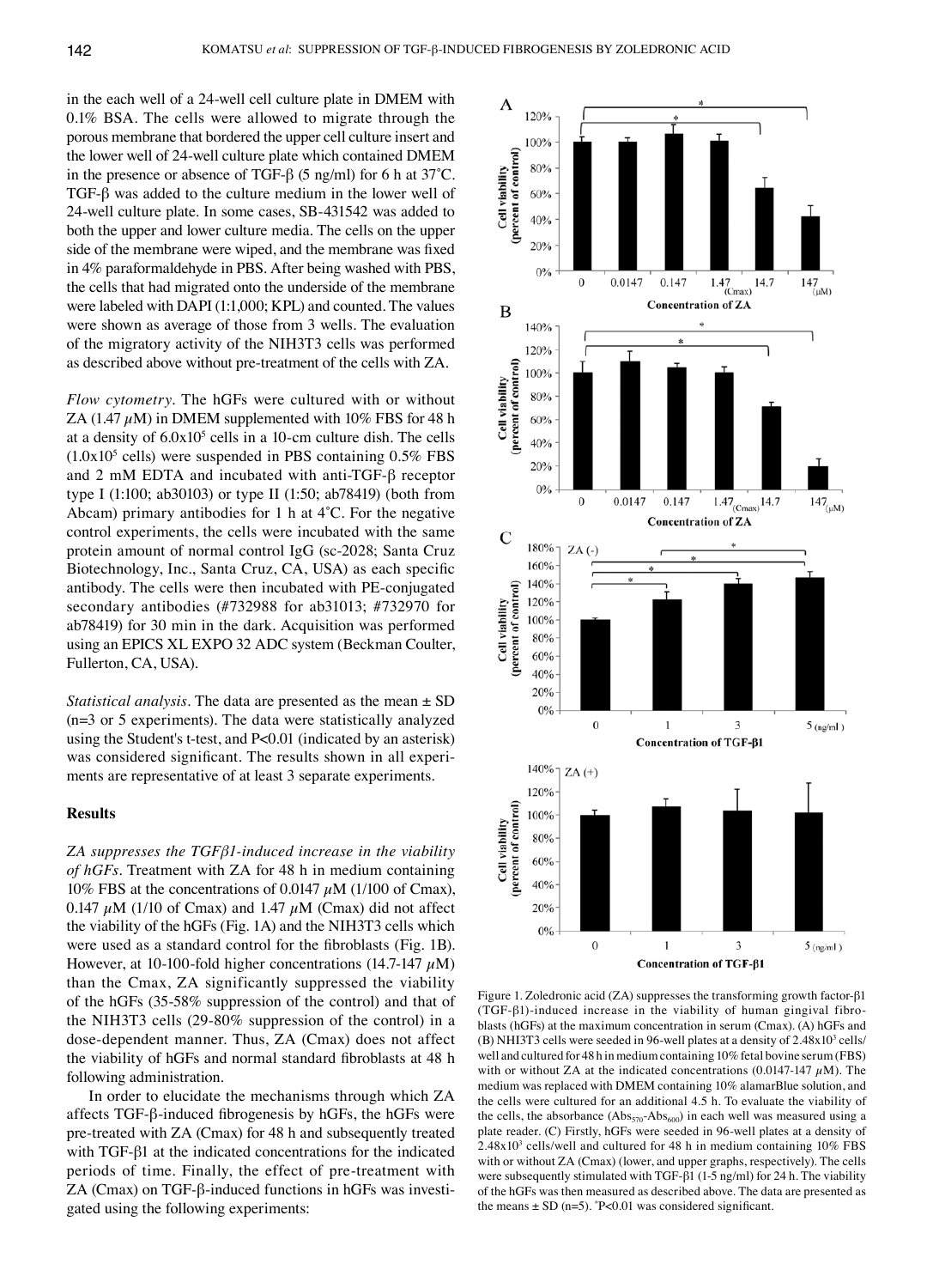in the each well of a 24-well cell culture plate in DMEM with 0.1% BSA. The cells were allowed to migrate through the porous membrane that bordered the upper cell culture insert and the lower well of 24-well culture plate which contained DMEM in the presence or absence of TGF-β (5 ng/ml) for 6 h at 37˚C. TGF-β was added to the culture medium in the lower well of 24-well culture plate. In some cases, SB-431542 was added to both the upper and lower culture media. The cells on the upper side of the membrane were wiped, and the membrane was fixed in 4% paraformaldehyde in PBS. After being washed with PBS, the cells that had migrated onto the underside of the membrane were labeled with DAPI (1:1,000; KPL) and counted. The values were shown as average of those from 3 wells. The evaluation of the migratory activity of the NIH3T3 cells was performed as described above without pre-treatment of the cells with ZA.

*Flow cytometry*. The hGFs were cultured with or without ZA (1.47 $\mu$M) in DMEM supplemented with 10% FBS for 48 h at a density of $6.0 \times 10^5$ cells in a 10-cm culture dish. The cells ($1.0 \times 10^5$ cells) were suspended in PBS containing 0.5% FBS and 2 mM EDTA and incubated with anti-TGF-β receptor type I (1:100; ab30103) or type II (1:50; ab78419) (both from Abcam) primary antibodies for 1 h at 4˚C. For the negative control experiments, the cells were incubated with the same protein amount of normal control IgG (sc-2028; Santa Cruz Biotechnology, Inc., Santa Cruz, CA, USA) as each specific antibody. The cells were then incubated with PE-conjugated secondary antibodies (#732988 for ab31013; #732970 for ab78419) for 30 min in the dark. Acquisition was performed using an EPICS XL EXPO 32 ADC system (Beckman Coulter, Fullerton, CA, USA).

*Statistical analysis*. The data are presented as the mean ± SD (n=3 or 5 experiments). The data were statistically analyzed using the Student's t-test, and $P<0.01$ (indicated by an asterisk) was considered significant. The results shown in all experiments are representative of at least 3 separate experiments.

## Results

*ZA suppresses the TGFβ1-induced increase in the viability of hGFs*. Treatment with ZA for 48 h in medium containing 10% FBS at the concentrations of 0.0147 $\mu$M (1/100 of Cmax), 0.147 $\mu$M (1/10 of Cmax) and 1.47 $\mu$M (Cmax) did not affect the viability of the hGFs (Fig. 1A) and the NIH3T3 cells which were used as a standard control for the fibroblasts (Fig. 1B). However, at 10-100-fold higher concentrations (14.7-147 $\mu$M) than the Cmax, ZA significantly suppressed the viability of the hGFs (35-58% suppression of the control) and that of the NIH3T3 cells (29-80% suppression of the control) in a dose-dependent manner. Thus, ZA (Cmax) does not affect the viability of hGFs and normal standard fibroblasts at 48 h following administration.

In order to elucidate the mechanisms through which ZA affects TGF-β-induced fibrogenesis by hGFs, the hGFs were pre-treated with ZA (Cmax) for 48 h and subsequently treated with TGF-β1 at the indicated concentrations for the indicated periods of time. Finally, the effect of pre-treatment with ZA (Cmax) on TGF-β-induced functions in hGFs was investigated using the following experiments:

Figure 1. Zoledronic acid (ZA) suppresses the transforming growth factor-β1 (TGF-β1)-induced increase in the viability of human gingival fibroblasts (hGFs) at the maximum concentration in serum (Cmax). (A) hGFs and (B) NHI3T3 cells were seeded in 96-well plates at a density of $2.48 \times 10^3$ cells/well and cultured for 48 h in medium containing 10% fetal bovine serum (FBS) with or without ZA at the indicated concentrations (0.0147-147 $\mu$M). The medium was replaced with DMEM containing 10% alamarBlue solution, and the cells were cultured for an additional 4.5 h. To evaluate the viability of the cells, the absorbance ($Abs_{570}$-$Abs_{600}$) in each well was measured using a plate reader. (C) Firstly, hGFs were seeded in 96-well plates at a density of $2.48 \times 10^3$ cells/well and cultured for 48 h in medium containing 10% FBS with or without ZA (Cmax) (lower, and upper graphs, respectively). The cells were subsequently stimulated with TGF-β1 (1-5 ng/ml) for 24 h. The viability of the hGFs was then measured as described above. The data are presented as the means ± SD (n=5). *$P<0.01$ was considered significant.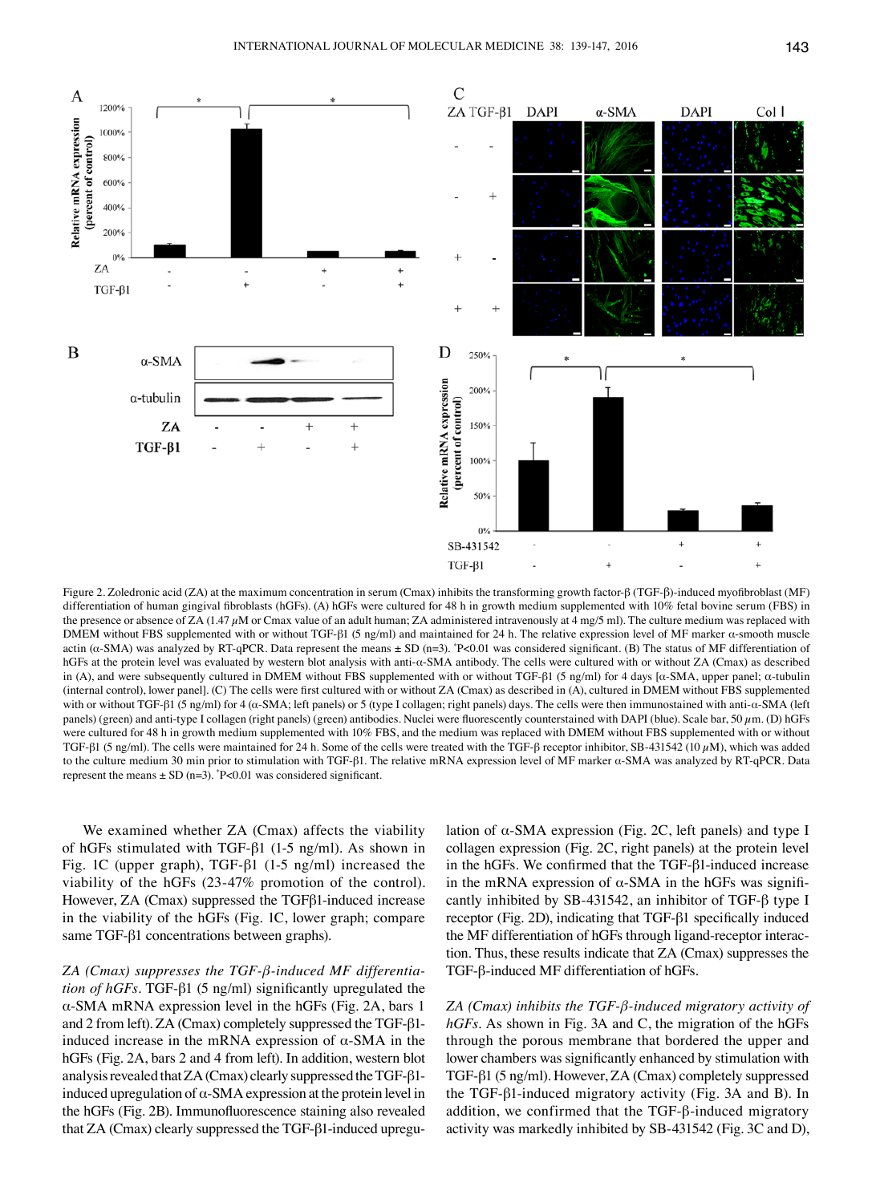Figure 2. Zoledronic acid (ZA) at the maximum concentration in serum (Cmax) inhibits the transforming growth factor-β (TGF-β)-induced myofibroblast (MF) differentiation of human gingival fibroblasts (hGFs). (A) hGFs were cultured for 48 h in growth medium supplemented with 10% fetal bovine serum (FBS) in the presence or absence of ZA (1.47 $\mu$M or Cmax value of an adult human; ZA administered intravenously at 4 mg/5 ml). The culture medium was replaced with DMEM without FBS supplemented with or without TGF-β1 (5 ng/ml) and maintained for 24 h. The relative expression level of MF marker α-smooth muscle actin (α-SMA) was analyzed by RT-qPCR. Data represent the means ± SD (n=3). *P<0.01 was considered significant. (B) The status of MF differentiation of hGFs at the protein level was evaluated by western blot analysis with anti-α-SMA antibody. The cells were cultured with or without ZA (Cmax) as described in (A), and were subsequently cultured in DMEM without FBS supplemented with or without TGF-β1 (5 ng/ml) for 4 days [α-SMA, upper panel; α-tubulin (internal control), lower panel]. (C) The cells were first cultured with or without ZA (Cmax) as described in (A), cultured in DMEM without FBS supplemented with or without TGF-β1 (5 ng/ml) for 4 (α-SMA; left panels) or 5 (type I collagen; right panels) days. The cells were then immunostained with anti-α-SMA (left panels) (green) and anti-type I collagen (right panels) (green) antibodies. Nuclei were fluorescently counterstained with DAPI (blue). Scale bar, 50 $\mu$m. (D) hGFs were cultured for 48 h in growth medium supplemented with 10% FBS, and the medium was replaced with DMEM without FBS supplemented with or without TGF-β1 (5 ng/ml). The cells were maintained for 24 h. Some of the cells were treated with the TGF-β receptor inhibitor, SB-431542 (10 $\mu$M), which was added to the culture medium 30 min prior to stimulation with TGF-β1. The relative mRNA expression level of MF marker α-SMA was analyzed by RT-qPCR. Data represent the means ± SD (n=3). *P<0.01 was considered significant.

We examined whether ZA (Cmax) affects the viability of hGFs stimulated with TGF-β1 (1-5 ng/ml). As shown in Fig. 1C (upper graph), TGF-β1 (1-5 ng/ml) increased the viability of the hGFs (23-47% promotion of the control). However, ZA (Cmax) suppressed the TGFβ1-induced increase in the viability of the hGFs (Fig. 1C, lower graph; compare same TGF-β1 concentrations between graphs).

*ZA (Cmax) suppresses the TGF-β-induced MF differentiation of hGFs.* TGF-β1 (5 ng/ml) significantly upregulated the α-SMA mRNA expression level in the hGFs (Fig. 2A, bars 1 and 2 from left). ZA (Cmax) completely suppressed the TGF-β1-induced increase in the mRNA expression of α-SMA in the hGFs (Fig. 2A, bars 2 and 4 from left). In addition, western blot analysis revealed that ZA (Cmax) clearly suppressed the TGF-β1-induced upregulation of α-SMA expression at the protein level in the hGFs (Fig. 2B). Immunofluorescence staining also revealed that ZA (Cmax) clearly suppressed the TGF-β1-induced upregulation of α-SMA expression (Fig. 2C, left panels) and type I collagen expression (Fig. 2C, right panels) at the protein level in the hGFs. We confirmed that the TGF-β1-induced increase in the mRNA expression of α-SMA in the hGFs was significantly inhibited by SB-431542, an inhibitor of TGF-β type I receptor (Fig. 2D), indicating that TGF-β1 specifically induced the MF differentiation of hGFs through ligand-receptor interaction. Thus, these results indicate that ZA (Cmax) suppresses the TGF-β-induced MF differentiation of hGFs.

*ZA (Cmax) inhibits the TGF-β-induced migratory activity of hGFs.* As shown in Fig. 3A and C, the migration of the hGFs through the porous membrane that bordered the upper and lower chambers was significantly enhanced by stimulation with TGF-β1 (5 ng/ml). However, ZA (Cmax) completely suppressed the TGF-β1-induced migratory activity (Fig. 3A and B). In addition, we confirmed that the TGF-β-induced migratory activity was markedly inhibited by SB-431542 (Fig. 3C and D),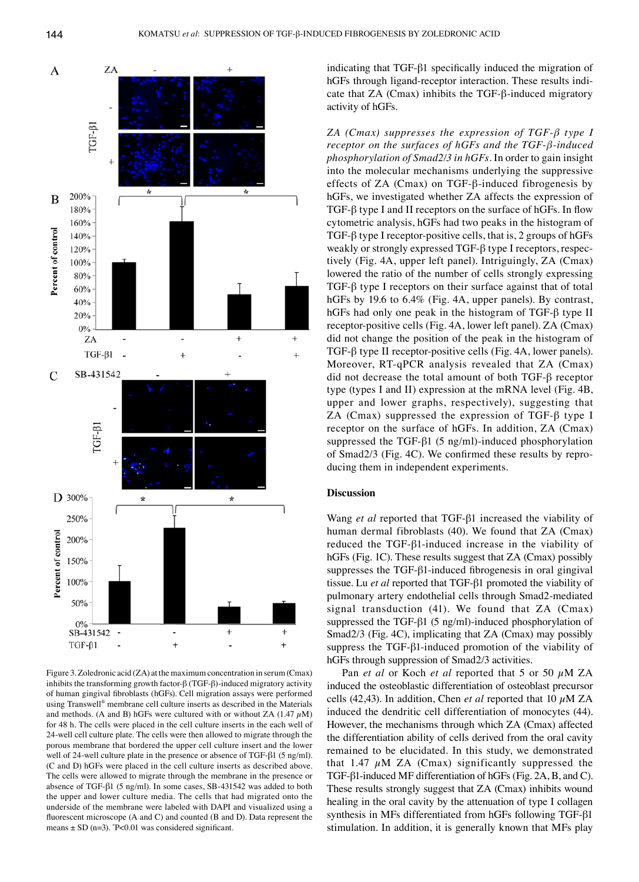Figure 3. Zoledronic acid (ZA) at the maximum concentration in serum (Cmax) inhibits the transforming growth factor-β (TGF-β)-induced migratory activity of human gingival fibroblasts (hGFs). Cell migration assays were performed using Transwell® membrane cell culture inserts as described in the Materials and methods. (A and B) hGFs were cultured with or without ZA (1.47 $\mu$M) for 48 h. The cells were placed in the cell culture inserts in the each well of 24-well cell culture plate. The cells were then allowed to migrate through the porous membrane that bordered the upper cell culture insert and the lower well of 24-well culture plate in the presence or absence of TGF-β1 (5 ng/ml). (C and D) hGFs were placed in the cell culture inserts as described above. The cells were allowed to migrate through the membrane in the presence or absence of TGF-β1 (5 ng/ml). In some cases, SB-431542 was added to both the upper and lower culture media. The cells that had migrated onto the underside of the membrane were labeled with DAPI and visualized using a fluorescent microscope (A and C) and counted (B and D). Data represent the means ± SD (n=3). *P<0.01 was considered significant.

indicating that TGF-β1 specifically induced the migration of hGFs through ligand-receptor interaction. These results indicate that ZA (Cmax) inhibits the TGF-β-induced migratory activity of hGFs.

*ZA (Cmax) suppresses the expression of TGF-β type I receptor on the surfaces of hGFs and the TGF-β-induced phosphorylation of Smad2/3 in hGFs.* In order to gain insight into the molecular mechanisms underlying the suppressive effects of ZA (Cmax) on TGF-β-induced fibrogenesis by hGFs, we investigated whether ZA affects the expression of TGF-β type I and II receptors on the surface of hGFs. In flow cytometric analysis, hGFs had two peaks in the histogram of TGF-β type I receptor-positive cells, that is, 2 groups of hGFs weakly or strongly expressed TGF-β type I receptors, respectively (Fig. 4A, upper left panel). Intriguingly, ZA (Cmax) lowered the ratio of the number of cells strongly expressing TGF-β type I receptors on their surface against that of total hGFs by 19.6 to 6.4% (Fig. 4A, upper panels). By contrast, hGFs had only one peak in the histogram of TGF-β type II receptor-positive cells (Fig. 4A, lower left panel). ZA (Cmax) did not change the position of the peak in the histogram of TGF-β type II receptor-positive cells (Fig. 4A, lower panels). Moreover, RT-qPCR analysis revealed that ZA (Cmax) did not decrease the total amount of both TGF-β receptor type (types I and II) expression at the mRNA level (Fig. 4B, upper and lower graphs, respectively), suggesting that ZA (Cmax) suppressed the expression of TGF-β type I receptor on the surface of hGFs. In addition, ZA (Cmax) suppressed the TGF-β1 (5 ng/ml)-induced phosphorylation of Smad2/3 (Fig. 4C). We confirmed these results by reproducing them in independent experiments.

## Discussion

Wang *et al* reported that TGF-β1 increased the viability of human dermal fibroblasts (40). We found that ZA (Cmax) reduced the TGF-β1-induced increase in the viability of hGFs (Fig. 1C). These results suggest that ZA (Cmax) possibly suppresses the TGF-β1-induced fibrogenesis in oral gingival tissue. Lu *et al* reported that TGF-β1 promoted the viability of pulmonary artery endothelial cells through Smad2-mediated signal transduction (41). We found that ZA (Cmax) suppressed the TGF-β1 (5 ng/ml)-induced phosphorylation of Smad2/3 (Fig. 4C), implicating that ZA (Cmax) may possibly suppress the TGF-β1-induced promotion of the viability of hGFs through suppression of Smad2/3 activities.

Pan *et al* or Koch *et al* reported that 5 or 50 $\mu$M ZA induced the osteoblastic differentiation of osteoblast precursor cells (42,43). In addition, Chen *et al* reported that 10 $\mu$M ZA induced the dendritic cell differentiation of monocytes (44). However, the mechanisms through which ZA (Cmax) affected the differentiation ability of cells derived from the oral cavity remained to be elucidated. In this study, we demonstrated that 1.47 $\mu$M ZA (Cmax) significantly suppressed the TGF-β1-induced MF differentiation of hGFs (Fig. 2A, B, and C). These results strongly suggest that ZA (Cmax) inhibits wound healing in the oral cavity by the attenuation of type I collagen synthesis in MFs differentiated from hGFs following TGF-β1 stimulation. In addition, it is generally known that MFs play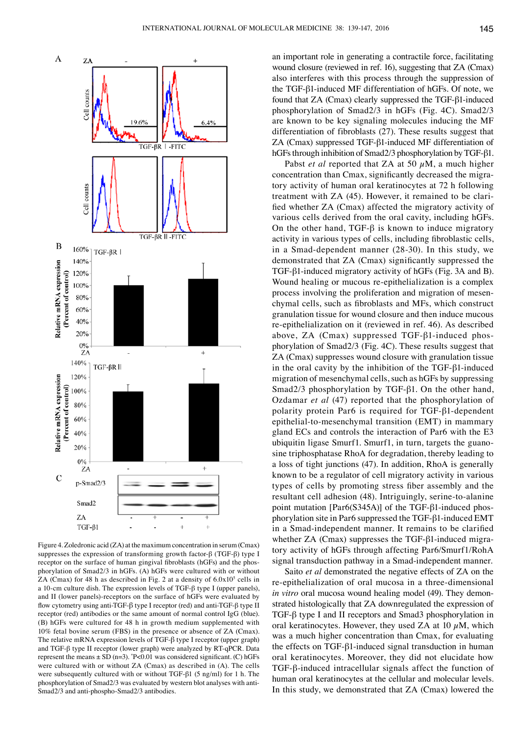Figure 4. Zoledronic acid (ZA) at the maximum concentration in serum (Cmax) suppresses the expression of transforming growth factor-β (TGF-β) type I receptor on the surface of human gingival fibroblasts (hGFs) and the phosphorylation of Smad2/3 in hGFs. (A) hGFs were cultured with or without ZA (Cmax) for 48 h as described in Fig. 2 at a density of $6.0 \times 10^5$ cells in a 10-cm culture dish. The expression levels of TGF-β type I (upper panels), and II (lower panels)-receptors on the surface of hGFs were evaluated by flow cytometry using anti-TGF-β type I receptor (red) and anti-TGF-β type II receptor (red) antibodies or the same amount of normal control IgG (blue). (B) hGFs were cultured for 48 h in growth medium supplemented with 10% fetal bovine serum (FBS) in the presence or absence of ZA (Cmax). The relative mRNA expression levels of TGF-β type I receptor (upper graph) and TGF-β type II receptor (lower graph) were analyzed by RT-qPCR. Data represent the means ± SD (n=3). *P<0.01 was considered significant. (C) hGFs were cultured with or without ZA (Cmax) as described in (A). The cells were subsequently cultured with or without TGF-β1 (5 ng/ml) for 1 h. The phosphorylation of Smad2/3 was evaluated by western blot analyses with anti-Smad2/3 and anti-phospho-Smad2/3 antibodies.

an important role in generating a contractile force, facilitating wound closure (reviewed in ref. 16), suggesting that ZA (Cmax) also interferes with this process through the suppression of the TGF-β1-induced MF differentiation of hGFs. Of note, we found that ZA (Cmax) clearly suppressed the TGF-β1-induced phosphorylation of Smad2/3 in hGFs (Fig. 4C). Smad2/3 are known to be key signaling molecules inducing the MF differentiation of fibroblasts (27). These results suggest that ZA (Cmax) suppressed TGF-β1-induced MF differentiation of hGFs through inhibition of Smad2/3 phosphorylation by TGF-β1.

Pabst *et al* reported that ZA at 50 $\mu$M, a much higher concentration than Cmax, significantly decreased the migratory activity of human oral keratinocytes at 72 h following treatment with ZA (45). However, it remained to be clarified whether ZA (Cmax) affected the migratory activity of various cells derived from the oral cavity, including hGFs. On the other hand, TGF-β is known to induce migratory activity in various types of cells, including fibroblastic cells, in a Smad-dependent manner (28-30). In this study, we demonstrated that ZA (Cmax) significantly suppressed the TGF-β1-induced migratory activity of hGFs (Fig. 3A and B). Wound healing or mucous re-epithelialization is a complex process involving the proliferation and migration of mesenchymal cells, such as fibroblasts and MFs, which construct granulation tissue for wound closure and then induce mucous re-epithelialization on it (reviewed in ref. 46). As described above, ZA (Cmax) suppressed TGF-β1-induced phosphorylation of Smad2/3 (Fig. 4C). These results suggest that ZA (Cmax) suppresses wound closure with granulation tissue in the oral cavity by the inhibition of the TGF-β1-induced migration of mesenchymal cells, such as hGFs by suppressing Smad2/3 phosphorylation by TGF-β1. On the other hand, Ozdamar *et al* (47) reported that the phosphorylation of polarity protein Par6 is required for TGF-β1-dependent epithelial-to-mesenchymal transition (EMT) in mammary gland ECs and controls the interaction of Par6 with the E3 ubiquitin ligase Smurf1. Smurf1, in turn, targets the guanosine triphosphatase RhoA for degradation, thereby leading to a loss of tight junctions (47). In addition, RhoA is generally known to be a regulator of cell migratory activity in various types of cells by promoting stress fiber assembly and the resultant cell adhesion (48). Intriguingly, serine-to-alanine point mutation [Par6(S345A)] of the TGF-β1-induced phosphorylation site in Par6 suppressed the TGF-β1-induced EMT in a Smad-independent manner. It remains to be clarified whether ZA (Cmax) suppresses the TGF-β1-induced migratory activity of hGFs through affecting Par6/Smurf1/RohA signal transduction pathway in a Smad-independent manner.

Saito *et al* demonstrated the negative effects of ZA on the re-epithelialization of oral mucosa in a three-dimensional *in vitro* oral mucosa wound healing model (49). They demonstrated histologically that ZA downregulated the expression of TGF-β type I and II receptors and Smad3 phosphorylation in oral keratinocytes. However, they used ZA at 10 $\mu$M, which was a much higher concentration than Cmax, for evaluating the effects on TGF-β1-induced signal transduction in human oral keratinocytes. Moreover, they did not elucidate how TGF-β-induced intracellular signals affect the function of human oral keratinocytes at the cellular and molecular levels. In this study, we demonstrated that ZA (Cmax) lowered the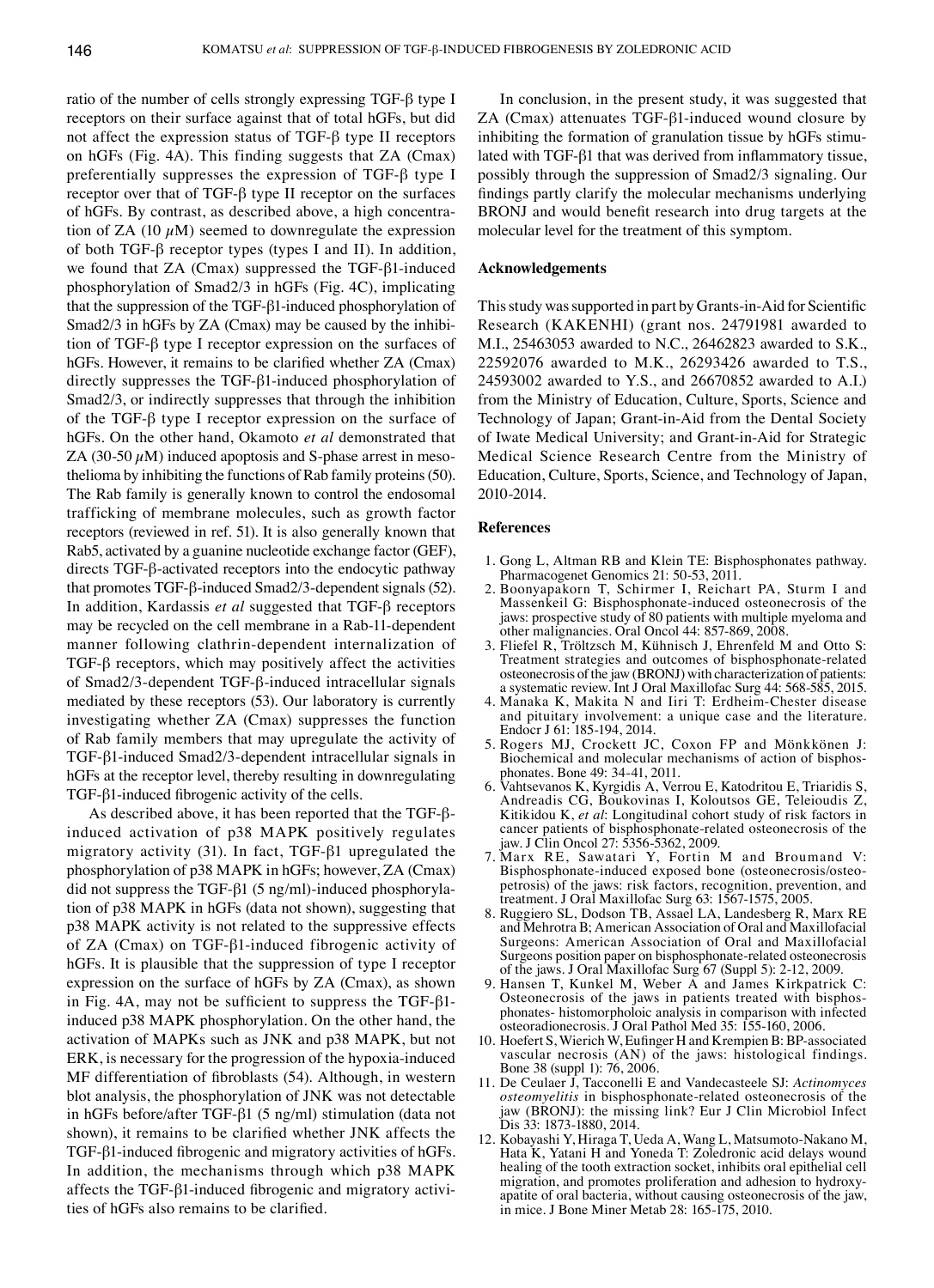ratio of the number of cells strongly expressing TGF-β type I receptors on their surface against that of total hGFs, but did not affect the expression status of TGF-β type II receptors on hGFs (Fig. 4A). This finding suggests that ZA (Cmax) preferentially suppresses the expression of TGF-β type I receptor over that of TGF-β type II receptor on the surfaces of hGFs. By contrast, as described above, a high concentration of ZA (10 $\mu$M) seemed to downregulate the expression of both TGF-β receptor types (types I and II). In addition, we found that ZA (Cmax) suppressed the TGF-β1-induced phosphorylation of Smad2/3 in hGFs (Fig. 4C), implicating that the suppression of the TGF-β1-induced phosphorylation of Smad2/3 in hGFs by ZA (Cmax) may be caused by the inhibition of TGF-β type I receptor expression on the surfaces of hGFs. However, it remains to be clarified whether ZA (Cmax) directly suppresses the TGF-β1-induced phosphorylation of Smad2/3, or indirectly suppresses that through the inhibition of the TGF-β type I receptor expression on the surface of hGFs. On the other hand, Okamoto *et al* demonstrated that ZA (30-50 $\mu$M) induced apoptosis and S-phase arrest in mesothelioma by inhibiting the functions of Rab family proteins (50). The Rab family is generally known to control the endosomal trafficking of membrane molecules, such as growth factor receptors (reviewed in ref. 51). It is also generally known that Rab5, activated by a guanine nucleotide exchange factor (GEF), directs TGF-β-activated receptors into the endocytic pathway that promotes TGF-β-induced Smad2/3-dependent signals (52). In addition, Kardassis *et al* suggested that TGF-β receptors may be recycled on the cell membrane in a Rab-11-dependent manner following clathrin-dependent internalization of TGF-β receptors, which may positively affect the activities of Smad2/3-dependent TGF-β-induced intracellular signals mediated by these receptors (53). Our laboratory is currently investigating whether ZA (Cmax) suppresses the function of Rab family members that may upregulate the activity of TGF-β1-induced Smad2/3-dependent intracellular signals in hGFs at the receptor level, thereby resulting in downregulating TGF-β1-induced fibrogenic activity of the cells.

As described above, it has been reported that the TGF-β-induced activation of p38 MAPK positively regulates migratory activity (31). In fact, TGF-β1 upregulated the phosphorylation of p38 MAPK in hGFs; however, ZA (Cmax) did not suppress the TGF-β1 (5 ng/ml)-induced phosphorylation of p38 MAPK in hGFs (data not shown), suggesting that p38 MAPK activity is not related to the suppressive effects of ZA (Cmax) on TGF-β1-induced fibrogenic activity of hGFs. It is plausible that the suppression of type I receptor expression on the surface of hGFs by ZA (Cmax), as shown in Fig. 4A, may not be sufficient to suppress the TGF-β1-induced p38 MAPK phosphorylation. On the other hand, the activation of MAPKs such as JNK and p38 MAPK, but not ERK, is necessary for the progression of the hypoxia-induced MF differentiation of fibroblasts (54). Although, in western blot analysis, the phosphorylation of JNK was not detectable in hGFs before/after TGF-β1 (5 ng/ml) stimulation (data not shown), it remains to be clarified whether JNK affects the TGF-β1-induced fibrogenic and migratory activities of hGFs. In addition, the mechanisms through which p38 MAPK affects the TGF-β1-induced fibrogenic and migratory activities of hGFs also remains to be clarified.

In conclusion, in the present study, it was suggested that ZA (Cmax) attenuates TGF-β1-induced wound closure by inhibiting the formation of granulation tissue by hGFs stimulated with TGF-β1 that was derived from inflammatory tissue, possibly through the suppression of Smad2/3 signaling. Our findings partly clarify the molecular mechanisms underlying BRONJ and would benefit research into drug targets at the molecular level for the treatment of this symptom.

## Acknowledgements

This study was supported in part by Grants-in-Aid for Scientific Research (KAKENHI) (grant nos. 24791981 awarded to M.I., 25463053 awarded to N.C., 26462823 awarded to S.K., 22592076 awarded to M.K., 26293426 awarded to T.S., 24593002 awarded to Y.S., and 26670852 awarded to A.I.) from the Ministry of Education, Culture, Sports, Science and Technology of Japan; Grant-in-Aid from the Dental Society of Iwate Medical University; and Grant-in-Aid for Strategic Medical Science Research Centre from the Ministry of Education, Culture, Sports, Science, and Technology of Japan, 2010-2014.

## References

1. Gong L, Altman RB and Klein TE: Bisphosphonates pathway. Pharmacogenet Genomics 21: 50-53, 2011.
2. Boonyapakorn T, Schirmer I, Reichart PA, Sturm I and Massenkeil G: Bisphosphonate-induced osteonecrosis of the jaws: prospective study of 80 patients with multiple myeloma and other malignancies. Oral Oncol 44: 857-869, 2008.
3. Fliefel R, Tröltzsch M, Kühnisch J, Ehrenfeld M and Otto S: Treatment strategies and outcomes of bisphosphonate-related osteonecrosis of the jaw (BRONJ) with characterization of patients: a systematic review. Int J Oral Maxillofac Surg 44: 568-585, 2015.
4. Manaka K, Makita N and Iiri T: Erdheim-Chester disease and pituitary involvement: a unique case and the literature. Endocr J 61: 185-194, 2014.
5. Rogers MJ, Crockett JC, Coxon FP and Mönkkönen J: Biochemical and molecular mechanisms of action of bisphosphonates. Bone 49: 34-41, 2011.
6. Vahtsevanos K, Kyrgidis A, Verrou E, Katodritou E, Triaridis S, Andreadis CG, Boukovinas I, Koloutsos GE, Teleioudis Z, Kitikidou K, *et al*: Longitudinal cohort study of risk factors in cancer patients of bisphosphonate-related osteonecrosis of the jaw. J Clin Oncol 27: 5356-5362, 2009.
7. Marx RE, Sawatari Y, Fortin M and Broumand V: Bisphosphonate-induced exposed bone (osteonecrosis/osteopetrosis) of the jaws: risk factors, recognition, prevention, and treatment. J Oral Maxillofac Surg 63: 1567-1575, 2005.
8. Ruggiero SL, Dodson TB, Assael LA, Landesberg R, Marx RE and Mehrotra B; American Association of Oral and Maxillofacial Surgeons: American Association of Oral and Maxillofacial Surgeons position paper on bisphosphonate-related osteonecrosis of the jaws. J Oral Maxillofac Surg 67 (Suppl 5): 2-12, 2009.
9. Hansen T, Kunkel M, Weber A and James Kirkpatrick C: Osteonecrosis of the jaws in patients treated with bisphosphonates- histomorpholoic analysis in comparison with infected osteoradionecrosis. J Oral Pathol Med 35: 155-160, 2006.
10. Hoefert S, Wierich W, Eufinger H and Krempien B: BP-associated vascular necrosis (AN) of the jaws: histological findings. Bone 38 (suppl 1): 76, 2006.
11. De Ceulaer J, Tacconelli E and Vandecasteele SJ: *Actinomyces osteomyelitis* in bisphosphonate-related osteonecrosis of the jaw (BRONJ): the missing link? Eur J Clin Microbiol Infect Dis 33: 1873-1880, 2014.
12. Kobayashi Y, Hiraga T, Ueda A, Wang L, Matsumoto-Nakano M, Hata K, Yatani H and Yoneda T: Zoledronic acid delays wound healing of the tooth extraction socket, inhibits oral epithelial cell migration, and promotes proliferation and adhesion to hydroxyapatite of oral bacteria, without causing osteonecrosis of the jaw, in mice. J Bone Miner Metab 28: 165-175, 2010.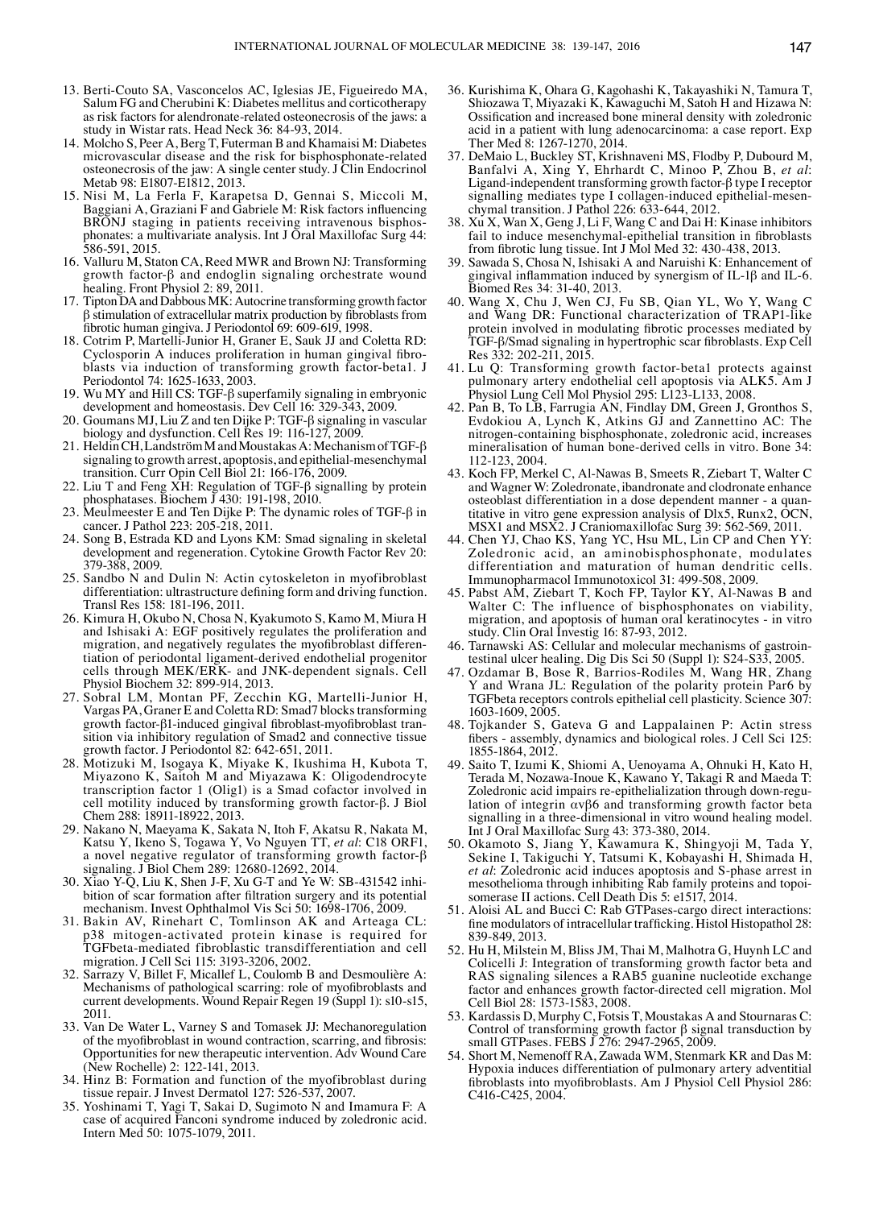13. Berti-Couto SA, Vasconcelos AC, Iglesias JE, Figueiredo MA, Salum FG and Cherubini K: Diabetes mellitus and corticotherapy as risk factors for alendronate-related osteonecrosis of the jaws: a study in Wistar rats. Head Neck 36: 84-93, 2014.
14. Molcho S, Peer A, Berg T, Futerman B and Khamaisi M: Diabetes microvascular disease and the risk for bisphosphonate-related osteonecrosis of the jaw: A single center study. J Clin Endocrinol Metab 98: E1807-E1812, 2013.
15. Nisi M, La Ferla F, Karapetsa D, Gennai S, Miccoli M, Baggiani A, Graziani F and Gabriele M: Risk factors influencing BRONJ staging in patients receiving intravenous bisphosphonates: a multivariate analysis. Int J Oral Maxillofac Surg 44: 586-591, 2015.
16. Valluru M, Staton CA, Reed MWR and Brown NJ: Transforming growth factor-β and endoglin signaling orchestrate wound healing. Front Physiol 2: 89, 2011.
17. Tipton DA and Dabbous MK: Autocrine transforming growth factor β stimulation of extracellular matrix production by fibroblasts from fibrotic human gingiva. J Periodontol 69: 609-619, 1998.
18. Cotrim P, Martelli-Junior H, Graner E, Sauk JJ and Coletta RD: Cyclosporin A induces proliferation in human gingival fibroblasts via induction of transforming growth factor-beta1. J Periodontol 74: 1625-1633, 2003.
19. Wu MY and Hill CS: TGF-β superfamily signaling in embryonic development and homeostasis. Dev Cell 16: 329-343, 2009.
20. Goumans MJ, Liu Z and ten Dijke P: TGF-β signaling in vascular biology and dysfunction. Cell Res 19: 116-127, 2009.
21. Heldin CH, Landström M and Moustakas A: Mechanism of TGF-β signaling to growth arrest, apoptosis, and epithelial-mesenchymal transition. Curr Opin Cell Biol 21: 166-176, 2009.
22. Liu T and Feng XH: Regulation of TGF-β signalling by protein phosphatases. Biochem J 430: 191-198, 2010.
23. Meulmeester E and Ten Dijke P: The dynamic roles of TGF-β in cancer. J Pathol 223: 205-218, 2011.
24. Song B, Estrada KD and Lyons KM: Smad signaling in skeletal development and regeneration. Cytokine Growth Factor Rev 20: 379-388, 2009.
25. Sandbo N and Dulin N: Actin cytoskeleton in myofibroblast differentiation: ultrastructure defining form and driving function. Transl Res 158: 181-196, 2011.
26. Kimura H, Okubo N, Chosa N, Kyakumoto S, Kamo M, Miura H and Ishisaki A: EGF positively regulates the proliferation and migration, and negatively regulates the myofibroblast differentiation of periodontal ligament-derived endothelial progenitor cells through MEK/ERK- and JNK-dependent signals. Cell Physiol Biochem 32: 899-914, 2013.
27. Sobral LM, Montan PF, Zecchin KG, Martelli-Junior H, Vargas PA, Graner E and Coletta RD: Smad7 blocks transforming growth factor-β1-induced gingival fibroblast-myofibroblast transition via inhibitory regulation of Smad2 and connective tissue growth factor. J Periodontol 82: 642-651, 2011.
28. Motizuki M, Isogaya K, Miyake K, Ikushima H, Kubota T, Miyazono K, Saitoh M and Miyazawa K: Oligodendrocyte transcription factor 1 (Olig1) is a Smad cofactor involved in cell motility induced by transforming growth factor-β. J Biol Chem 288: 18911-18922, 2013.
29. Nakano N, Maeyama K, Sakata N, Itoh F, Akatsu R, Nakata M, Katsu Y, Ikeno S, Togawa Y, Vo Nguyen TT, *et al*: C18 ORF1, a novel negative regulator of transforming growth factor-β signaling. J Biol Chem 289: 12680-12692, 2014.
30. Xiao Y-Q, Liu K, Shen J-F, Xu G-T and Ye W: SB-431542 inhibition of scar formation after filtration surgery and its potential mechanism. Invest Ophthalmol Vis Sci 50: 1698-1706, 2009.
31. Bakin AV, Rinehart C, Tomlinson AK and Arteaga CL: p38 mitogen-activated protein kinase is required for TGFbeta-mediated fibroblastic transdifferentiation and cell migration. J Cell Sci 115: 3193-3206, 2002.
32. Sarrazy V, Billet F, Micallef L, Coulomb B and Desmoulière A: Mechanisms of pathological scarring: role of myofibroblasts and current developments. Wound Repair Regen 19 (Suppl 1): s10-s15, 2011.
33. Van De Water L, Varney S and Tomasek JJ: Mechanoregulation of the myofibroblast in wound contraction, scarring, and fibrosis: Opportunities for new therapeutic intervention. Adv Wound Care (New Rochelle) 2: 122-141, 2013.
34. Hinz B: Formation and function of the myofibroblast during tissue repair. J Invest Dermatol 127: 526-537, 2007.
35. Yoshinami T, Yagi T, Sakai D, Sugimoto N and Imamura F: A case of acquired Fanconi syndrome induced by zoledronic acid. Intern Med 50: 1075-1079, 2011.
36. Kurishima K, Ohara G, Kagohashi K, Takayashiki N, Tamura T, Shiozawa T, Miyazaki K, Kawaguchi M, Satoh H and Hizawa N: Ossification and increased bone mineral density with zoledronic acid in a patient with lung adenocarcinoma: a case report. Exp Ther Med 8: 1267-1270, 2014.
37. DeMaio L, Buckley ST, Krishnaveni MS, Flodby P, Dubourd M, Banfalvi A, Xing Y, Ehrhardt C, Minoo P, Zhou B, *et al*: Ligand-independent transforming growth factor-β type I receptor signalling mediates type I collagen-induced epithelial-mesenchymal transition. J Pathol 226: 633-644, 2012.
38. Xu X, Wan X, Geng J, Li F, Wang C and Dai H: Kinase inhibitors fail to induce mesenchymal-epithelial transition in fibroblasts from fibrotic lung tissue. Int J Mol Med 32: 430-438, 2013.
39. Sawada S, Chosa N, Ishisaki A and Naruishi K: Enhancement of gingival inflammation induced by synergism of IL-1β and IL-6. Biomed Res 34: 31-40, 2013.
40. Wang X, Chu J, Wen CJ, Fu SB, Qian YL, Wo Y, Wang C and Wang DR: Functional characterization of TRAP1-like protein involved in modulating fibrotic processes mediated by TGF-β/Smad signaling in hypertrophic scar fibroblasts. Exp Cell Res 332: 202-211, 2015.
41. Lu Q: Transforming growth factor-beta1 protects against pulmonary artery endothelial cell apoptosis via ALK5. Am J Physiol Lung Cell Mol Physiol 295: L123-L133, 2008.
42. Pan B, To LB, Farrugia AN, Findlay DM, Green J, Gronthos S, Evdokiou A, Lynch K, Atkins GJ and Zannettino AC: The nitrogen-containing bisphosphonate, zoledronic acid, increases mineralisation of human bone-derived cells in vitro. Bone 34: 112-123, 2004.
43. Koch FP, Merkel C, Al-Nawas B, Smeets R, Ziebart T, Walter C and Wagner W: Zoledronate, ibandronate and clodronate enhance osteoblast differentiation in a dose dependent manner - a quantitative in vitro gene expression analysis of Dlx5, Runx2, OCN, MSX1 and MSX2. J Craniomaxillofac Surg 39: 562-569, 2011.
44. Chen YJ, Chao KS, Yang YC, Hsu ML, Lin CP and Chen YY: Zoledronic acid, an aminobisphosphonate, modulates differentiation and maturation of human dendritic cells. Immunopharmacol Immunotoxicol 31: 499-508, 2009.
45. Pabst AM, Ziebart T, Koch FP, Taylor KY, Al-Nawas B and Walter C: The influence of bisphosphonates on viability, migration, and apoptosis of human oral keratinocytes - in vitro study. Clin Oral Investig 16: 87-93, 2012.
46. Tarnawski AS: Cellular and molecular mechanisms of gastrointestinal ulcer healing. Dig Dis Sci 50 (Suppl 1): S24-S33, 2005.
47. Ozdamar B, Bose R, Barrios-Rodiles M, Wang HR, Zhang Y and Wrana JL: Regulation of the polarity protein Par6 by TGFbeta receptors controls epithelial cell plasticity. Science 307: 1603-1609, 2005.
48. Tojkander S, Gateva G and Lappalainen P: Actin stress fibers - assembly, dynamics and biological roles. J Cell Sci 125: 1855-1864, 2012.
49. Saito T, Izumi K, Shiomi A, Uenoyama A, Ohnuki H, Kato H, Terada M, Nozawa-Inoue K, Kawano Y, Takagi R and Maeda T: Zoledronic acid impairs re-epithelialization through down-regulation of integrin αvβ6 and transforming growth factor beta signalling in a three-dimensional in vitro wound healing model. Int J Oral Maxillofac Surg 43: 373-380, 2014.
50. Okamoto S, Jiang Y, Kawamura K, Shingyoji M, Tada Y, Sekine I, Takiguchi Y, Tatsumi K, Kobayashi H, Shimada H, *et al*: Zoledronic acid induces apoptosis and S-phase arrest in mesothelioma through inhibiting Rab family proteins and topoisomerase II actions. Cell Death Dis 5: e1517, 2014.
51. Aloisi AL and Bucci C: Rab GTPases-cargo direct interactions: fine modulators of intracellular trafficking. Histol Histopathol 28: 839-849, 2013.
52. Hu H, Milstein M, Bliss JM, Thai M, Malhotra G, Huynh LC and Colicelli J: Integration of transforming growth factor beta and RAS signaling silences a RAB5 guanine nucleotide exchange factor and enhances growth factor-directed cell migration. Mol Cell Biol 28: 1573-1583, 2008.
53. Kardassis D, Murphy C, Fotsis T, Moustakas A and Stournaras C: Control of transforming growth factor β signal transduction by small GTPases. FEBS J 276: 2947-2965, 2009.
54. Short M, Nemenoff RA, Zawada WM, Stenmark KR and Das M: Hypoxia induces differentiation of pulmonary artery adventitial fibroblasts into myofibroblasts. Am J Physiol Cell Physiol 286: C416-C425, 2004.